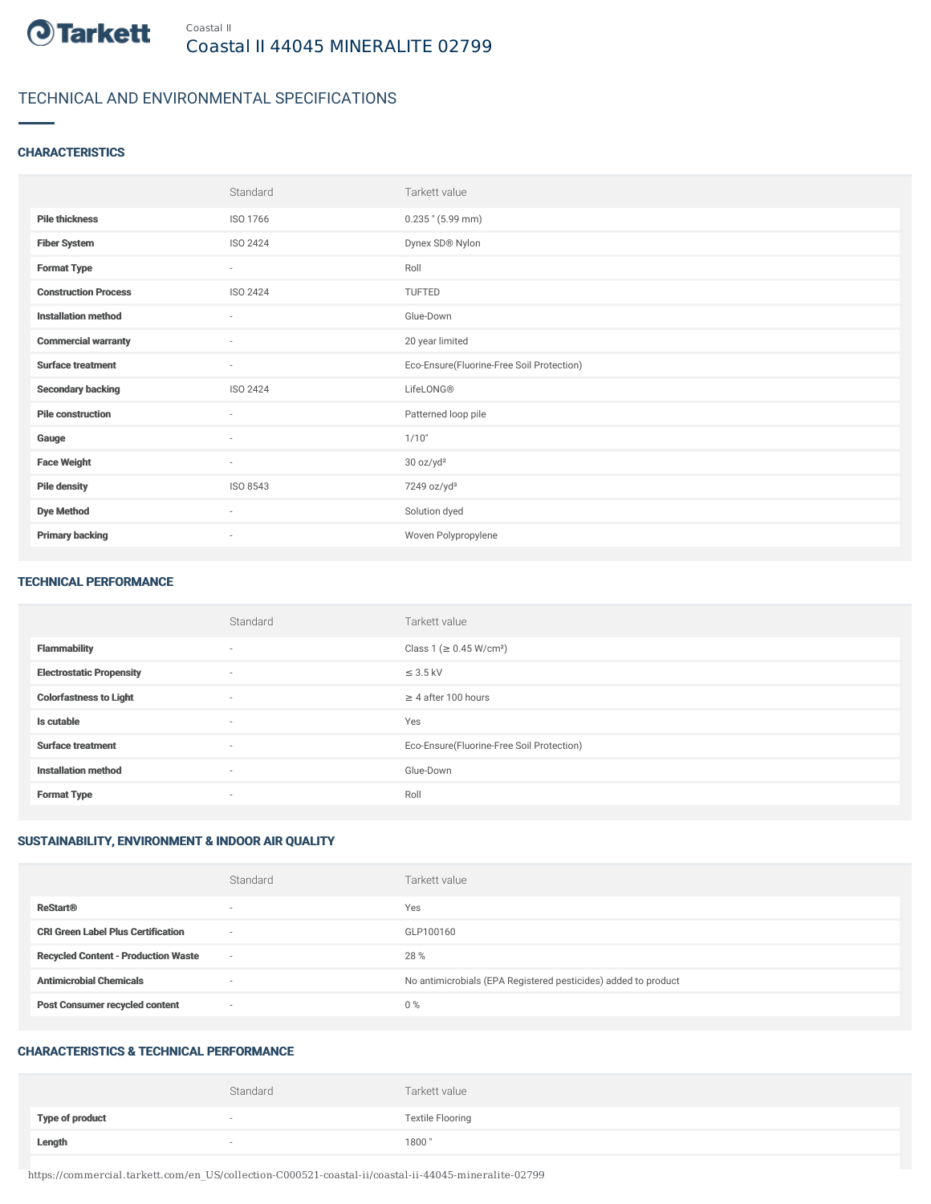Coastal II

# Coastal II 44045 MINERALITE 02799

## TECHNICAL AND ENVIRONMENTAL SPECIFICATIONS

### CHARACTERISTICS

| | Standard | Tarkett value |
|---|---|---|
| **Pile thickness** | ISO 1766 | 0.235 " (5.99 mm) |
| **Fiber System** | ISO 2424 | Dynex SD® Nylon |
| **Format Type** | - | Roll |
| **Construction Process** | ISO 2424 | TUFTED |
| **Installation method** | - | Glue-Down |
| **Commercial warranty** | - | 20 year limited |
| **Surface treatment** | - | Eco-Ensure(Fluorine-Free Soil Protection) |
| **Secondary backing** | ISO 2424 | LifeLONG® |
| **Pile construction** | - | Patterned loop pile |
| **Gauge** | - | 1/10" |
| **Face Weight** | - | 30 oz/yd² |
| **Pile density** | ISO 8543 | 7249 oz/yd³ |
| **Dye Method** | - | Solution dyed |
| **Primary backing** | - | Woven Polypropylene |

### TECHNICAL PERFORMANCE

| | Standard | Tarkett value |
|---|---|---|
| **Flammability** | - | Class 1 (≥ 0.45 W/cm²) |
| **Electrostatic Propensity** | - | ≤ 3.5 kV |
| **Colorfastness to Light** | - | ≥ 4 after 100 hours |
| **Is cutable** | - | Yes |
| **Surface treatment** | - | Eco-Ensure(Fluorine-Free Soil Protection) |
| **Installation method** | - | Glue-Down |
| **Format Type** | - | Roll |

### SUSTAINABILITY, ENVIRONMENT & INDOOR AIR QUALITY

| | Standard | Tarkett value |
|---|---|---|
| **ReStart®** | - | Yes |
| **CRI Green Label Plus Certification** | - | GLP100160 |
| **Recycled Content - Production Waste** | - | 28 % |
| **Antimicrobial Chemicals** | - | No antimicrobials (EPA Registered pesticides) added to product |
| **Post Consumer recycled content** | - | 0 % |

### CHARACTERISTICS & TECHNICAL PERFORMANCE

| | Standard | Tarkett value |
|---|---|---|
| **Type of product** | - | Textile Flooring |
| **Length** | - | 1800 " |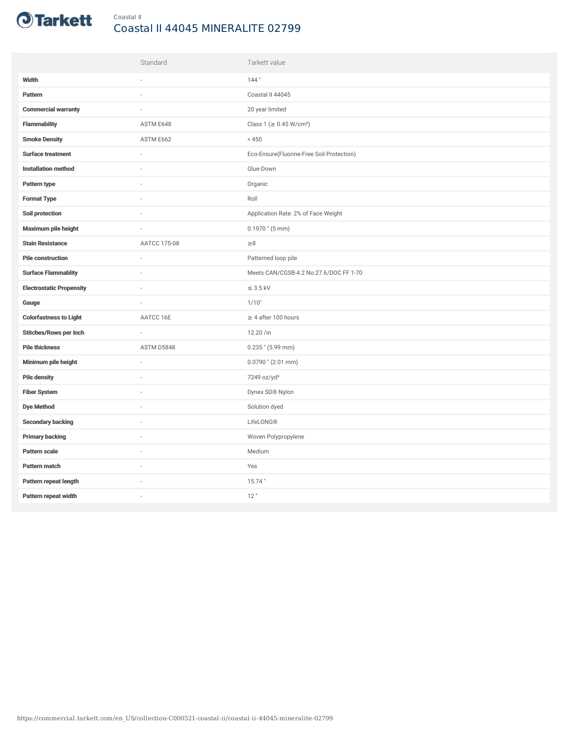Coastal II

# Coastal II 44045 MINERALITE 02799

| | Standard | Tarkett value |
|---|---|---|
| **Width** | - | 144 " |
| **Pattern** | - | Coastal II 44045 |
| **Commercial warranty** | - | 20 year limited |
| **Flammability** | ASTM E648 | Class 1 (≥ 0.45 W/cm²) |
| **Smoke Density** | ASTM E662 | < 450 |
| **Surface treatment** | - | Eco-Ensure(Fluorine-Free Soil Protection) |
| **Installation method** | - | Glue-Down |
| **Pattern type** | - | Organic |
| **Format Type** | - | Roll |
| **Soil protection** | - | Application Rate: 2% of Face Weight |
| **Maximum pile height** | - | 0.1970 " (5 mm) |
| **Stain Resistance** | AATCC 175-08 | ≥8 |
| **Pile construction** | - | Patterned loop pile |
| **Surface Flammablity** | - | Meets CAN/CGSB-4.2 No.27.6/DOC FF 1-70 |
| **Electrostatic Propensity** | - | ≤ 3.5 kV |
| **Gauge** | - | 1/10" |
| **Colorfastness to Light** | AATCC 16E | ≥ 4 after 100 hours |
| **Stitches/Rows per Inch** | - | 12.20 /in |
| **Pile thickness** | ASTM D5848 | 0.235 " (5.99 mm) |
| **Minimum pile height** | - | 0.0790 " (2.01 mm) |
| **Pile density** | - | 7249 oz/yd³ |
| **Fiber System** | - | Dynex SD® Nylon |
| **Dye Method** | - | Solution dyed |
| **Secondary backing** | - | LifeLONG® |
| **Primary backing** | - | Woven Polypropylene |
| **Pattern scale** | - | Medium |
| **Pattern match** | - | Yes |
| **Pattern repeat length** | - | 15.74 " |
| **Pattern repeat width** | - | 12 " |

https://commercial.tarkett.com/en_US/collection-C000521-coastal-ii/coastal-ii-44045-mineralite-02799